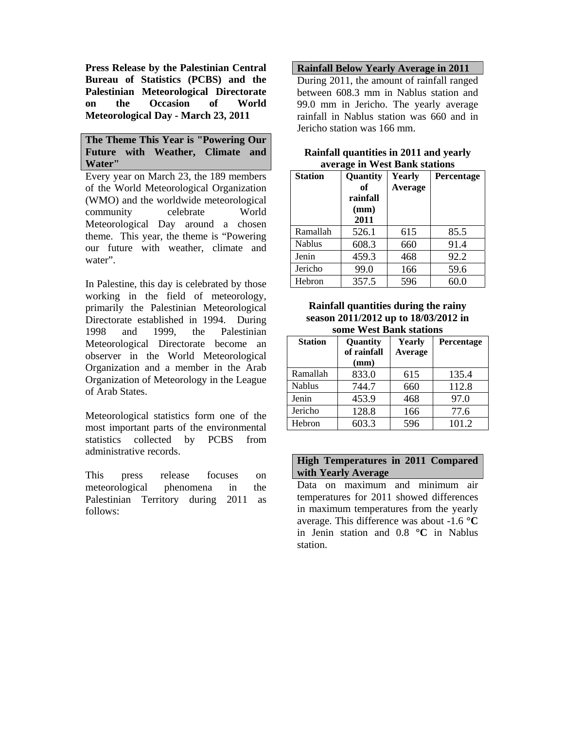**Press Release by the Palestinian Central Bureau of Statistics (PCBS) and the Palestinian Meteorological Directorate on the Occasion of World Meteorological Day - March 23, 2011**

## The Theme This Year is "Powering Our Future with Weather, Climate and Water"

Every year on March 23, the 189 members of the World Meteorological Organization (WMO) and the worldwide meteorological community celebrate World Meteorological Day around a chosen theme. This year, the theme is "Powering our future with weather, climate and water".

In Palestine, this day is celebrated by those working in the field of meteorology, primarily the Palestinian Meteorological Directorate established in 1994. During 1998 and 1999, the Palestinian Meteorological Directorate become an observer in the World Meteorological Organization and a member in the Arab Organization of Meteorology in the League of Arab States.

Meteorological statistics form one of the most important parts of the environmental statistics collected by PCBS from administrative records.

This press release focuses on meteorological phenomena in the Palestinian Territory during 2011 as follows:

## Rainfall Below Yearly Average in 2011

During 2011, the amount of rainfall ranged between 608.3 mm in Nablus station and 99.0 mm in Jericho. The yearly average rainfall in Nablus station was 660 and in Jericho station was 166 mm.

**Rainfall quantities in 2011 and yearly average in West Bank stations**

| Station | Quantity of rainfall (mm) 2011 | Yearly Average | Percentage |
|---|---|---|---|
| Ramallah | 526.1 | 615 | 85.5 |
| Nablus | 608.3 | 660 | 91.4 |
| Jenin | 459.3 | 468 | 92.2 |
| Jericho | 99.0 | 166 | 59.6 |
| Hebron | 357.5 | 596 | 60.0 |

**Rainfall quantities during the rainy season 2011/2012 up to 18/03/2012 in some West Bank stations**

| Station | Quantity of rainfall (mm) | Yearly Average | Percentage |
|---|---|---|---|
| Ramallah | 833.0 | 615 | 135.4 |
| Nablus | 744.7 | 660 | 112.8 |
| Jenin | 453.9 | 468 | 97.0 |
| Jericho | 128.8 | 166 | 77.6 |
| Hebron | 603.3 | 596 | 101.2 |

## High Temperatures in 2011 Compared with Yearly Average

Data on maximum and minimum air temperatures for 2011 showed differences in maximum temperatures from the yearly average. This difference was about -1.6 **°C** in Jenin station and 0.8 **°C** in Nablus station.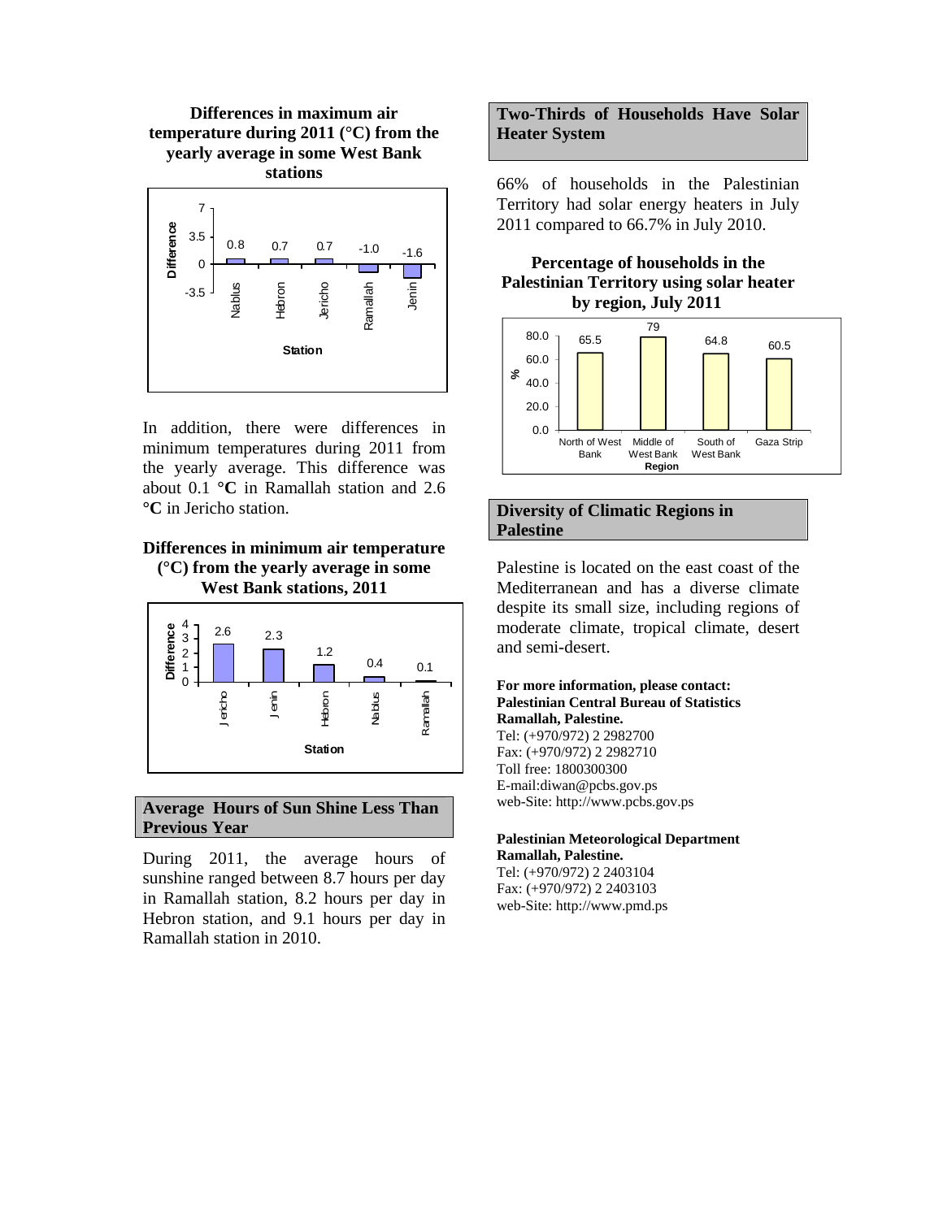**Differences in maximum air temperature during 2011 (°C) from the yearly average in some West Bank stations**

7
3.5
0
-3.5
Difference
0.8
0.7
0.7
-1.0
-1.6
Nablus
Hebron
Jericho
Ramallah
Jenin
Station

In addition, there were differences in minimum temperatures during 2011 from the yearly average. This difference was about 0.1 **°C** in Ramallah station and 2.6 **°C** in Jericho station.

**Differences in minimum air temperature (°C) from the yearly average in some West Bank stations, 2011**

4
3
2
1
0
Difference
2.6
2.3
1.2
0.4
0.1
Jericho
Jenin
Hebron
Nablus
Ramallah
Station

## Average Hours of Sun Shine Less Than Previous Year

During 2011, the average hours of sunshine ranged between 8.7 hours per day in Ramallah station, 8.2 hours per day in Hebron station, and 9.1 hours per day in Ramallah station in 2010.

## Two-Thirds of Households Have Solar Heater System

66% of households in the Palestinian Territory had solar energy heaters in July 2011 compared to 66.7% in July 2010.

**Percentage of households in the Palestinian Territory using solar heater by region, July 2011**

80.0
60.0
40.0
20.0
0.0
%
65.5
79
64.8
60.5
North of West Bank
Middle of West Bank
South of West Bank
Gaza Strip
Region

## Diversity of Climatic Regions in Palestine

Palestine is located on the east coast of the Mediterranean and has a diverse climate despite its small size, including regions of moderate climate, tropical climate, desert and semi-desert.

**For more information, please contact:**
**Palestinian Central Bureau of Statistics**
**Ramallah, Palestine.**
Tel: (+970/972) 2 2982700
Fax: (+970/972) 2 2982710
Toll free: 1800300300
E-mail:diwan@pcbs.gov.ps
web-Site: http://www.pcbs.gov.ps

**Palestinian Meteorological Department**
**Ramallah, Palestine.**
Tel: (+970/972) 2 2403104
Fax: (+970/972) 2 2403103
web-Site: http://www.pmd.ps